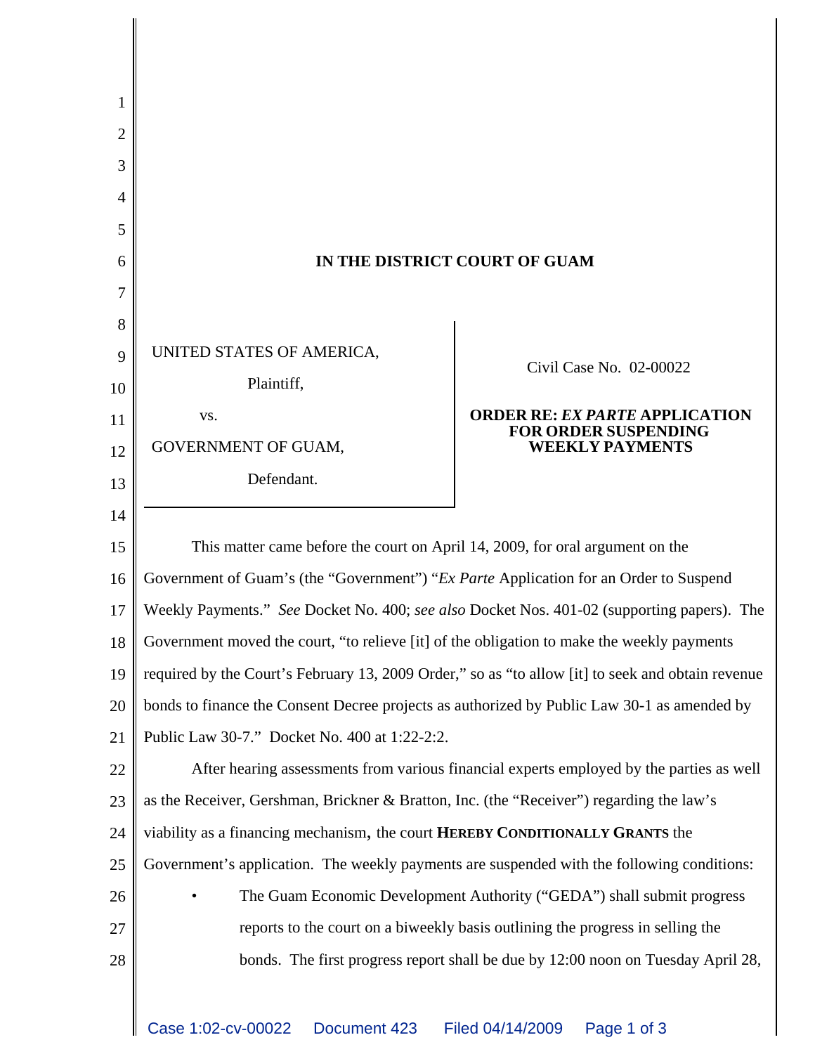**IN THE DISTRICT COURT OF GUAM**

| | |
|---|---|
| UNITED STATES OF AMERICA,<br>Plaintiff,<br>vs.<br>GOVERNMENT OF GUAM,<br>Defendant. | Civil Case No. 02-00022<br><br>**ORDER RE: *EX PARTE* APPLICATION FOR ORDER SUSPENDING WEEKLY PAYMENTS** |

This matter came before the court on April 14, 2009, for oral argument on the Government of Guam's (the "Government") "*Ex Parte* Application for an Order to Suspend Weekly Payments." *See* Docket No. 400; *see also* Docket Nos. 401-02 (supporting papers). The Government moved the court, "to relieve [it] of the obligation to make the weekly payments required by the Court's February 13, 2009 Order," so as "to allow [it] to seek and obtain revenue bonds to finance the Consent Decree projects as authorized by Public Law 30-1 as amended by Public Law 30-7." Docket No. 400 at 1:22-2:2.

After hearing assessments from various financial experts employed by the parties as well as the Receiver, Gershman, Brickner & Bratton, Inc. (the "Receiver") regarding the law's viability as a financing mechanism, the court **HEREBY CONDITIONALLY GRANTS** the Government's application. The weekly payments are suspended with the following conditions:

- The Guam Economic Development Authority ("GEDA") shall submit progress reports to the court on a biweekly basis outlining the progress in selling the bonds. The first progress report shall be due by 12:00 noon on Tuesday April 28,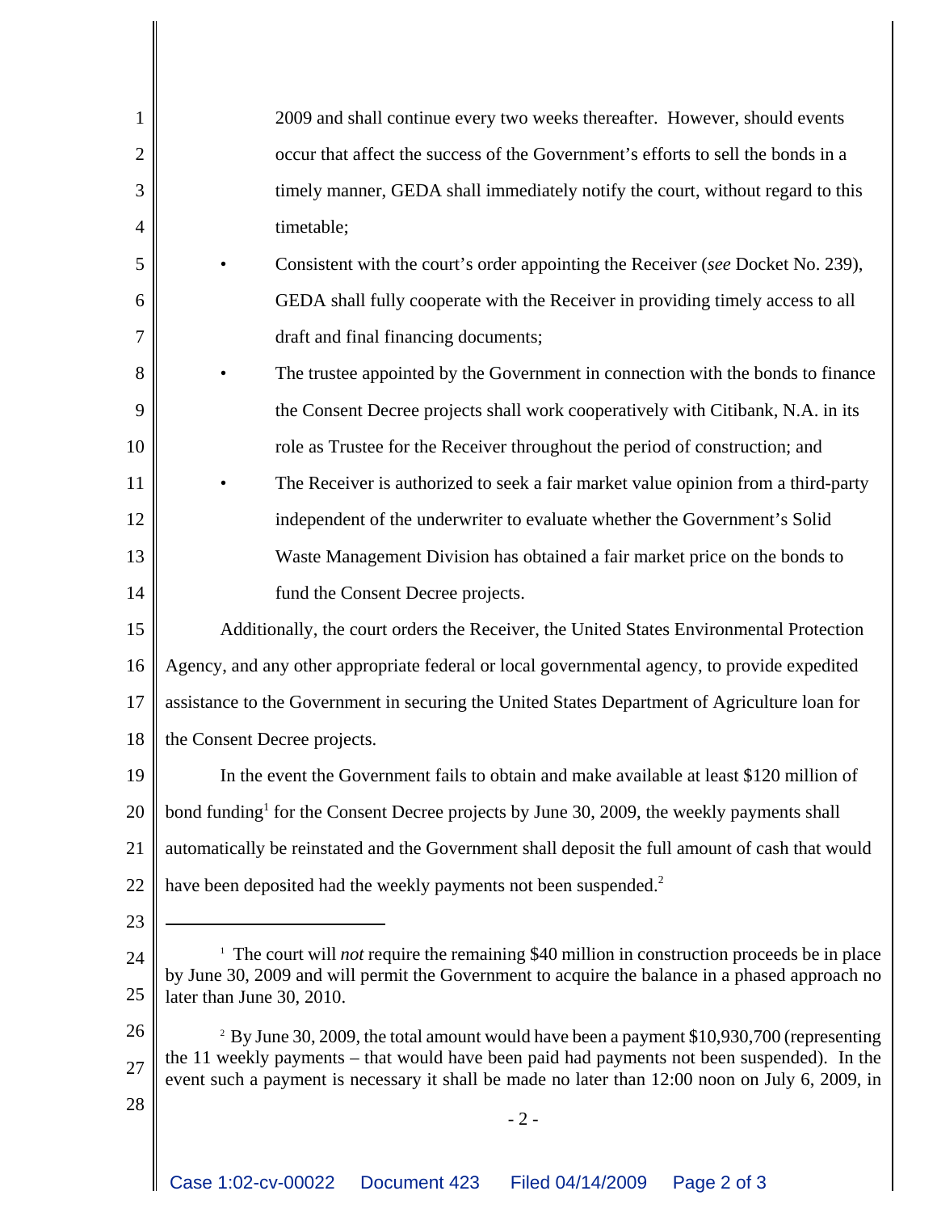2009 and shall continue every two weeks thereafter. However, should events occur that affect the success of the Government's efforts to sell the bonds in a timely manner, GEDA shall immediately notify the court, without regard to this timetable;

- Consistent with the court's order appointing the Receiver (*see* Docket No. 239), GEDA shall fully cooperate with the Receiver in providing timely access to all draft and final financing documents;
- The trustee appointed by the Government in connection with the bonds to finance the Consent Decree projects shall work cooperatively with Citibank, N.A. in its role as Trustee for the Receiver throughout the period of construction; and
- The Receiver is authorized to seek a fair market value opinion from a third-party independent of the underwriter to evaluate whether the Government's Solid Waste Management Division has obtained a fair market price on the bonds to fund the Consent Decree projects.

Additionally, the court orders the Receiver, the United States Environmental Protection Agency, and any other appropriate federal or local governmental agency, to provide expedited assistance to the Government in securing the United States Department of Agriculture loan for the Consent Decree projects.

In the event the Government fails to obtain and make available at least $120 million of bond funding[1] for the Consent Decree projects by June 30, 2009, the weekly payments shall automatically be reinstated and the Government shall deposit the full amount of cash that would have been deposited had the weekly payments not been suspended.[2]

---

[1] The court will *not* require the remaining $40 million in construction proceeds be in place by June 30, 2009 and will permit the Government to acquire the balance in a phased approach no later than June 30, 2010.

[2] By June 30, 2009, the total amount would have been a payment $10,930,700 (representing the 11 weekly payments – that would have been paid had payments not been suspended). In the event such a payment is necessary it shall be made no later than 12:00 noon on July 6, 2009, in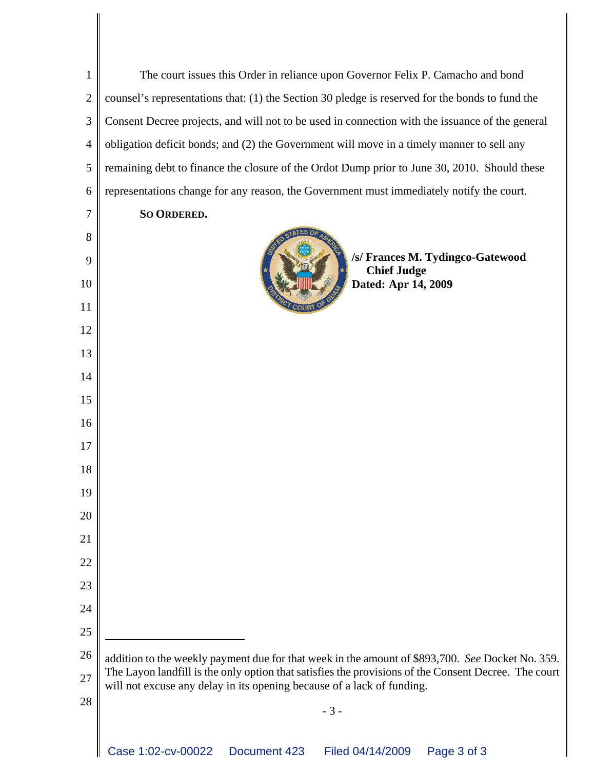The court issues this Order in reliance upon Governor Felix P. Camacho and bond counsel's representations that: (1) the Section 30 pledge is reserved for the bonds to fund the Consent Decree projects, and will not to be used in connection with the issuance of the general obligation deficit bonds; and (2) the Government will move in a timely manner to sell any remaining debt to finance the closure of the Ordot Dump prior to June 30, 2010. Should these representations change for any reason, the Government must immediately notify the court.

**SO ORDERED.**

**/s/ Frances M. Tydingco-Gatewood**
**Chief Judge**
**Dated: Apr 14, 2009**

---

addition to the weekly payment due for that week in the amount of $893,700. *See* Docket No. 359. The Layon landfill is the only option that satisfies the provisions of the Consent Decree. The court will not excuse any delay in its opening because of a lack of funding.